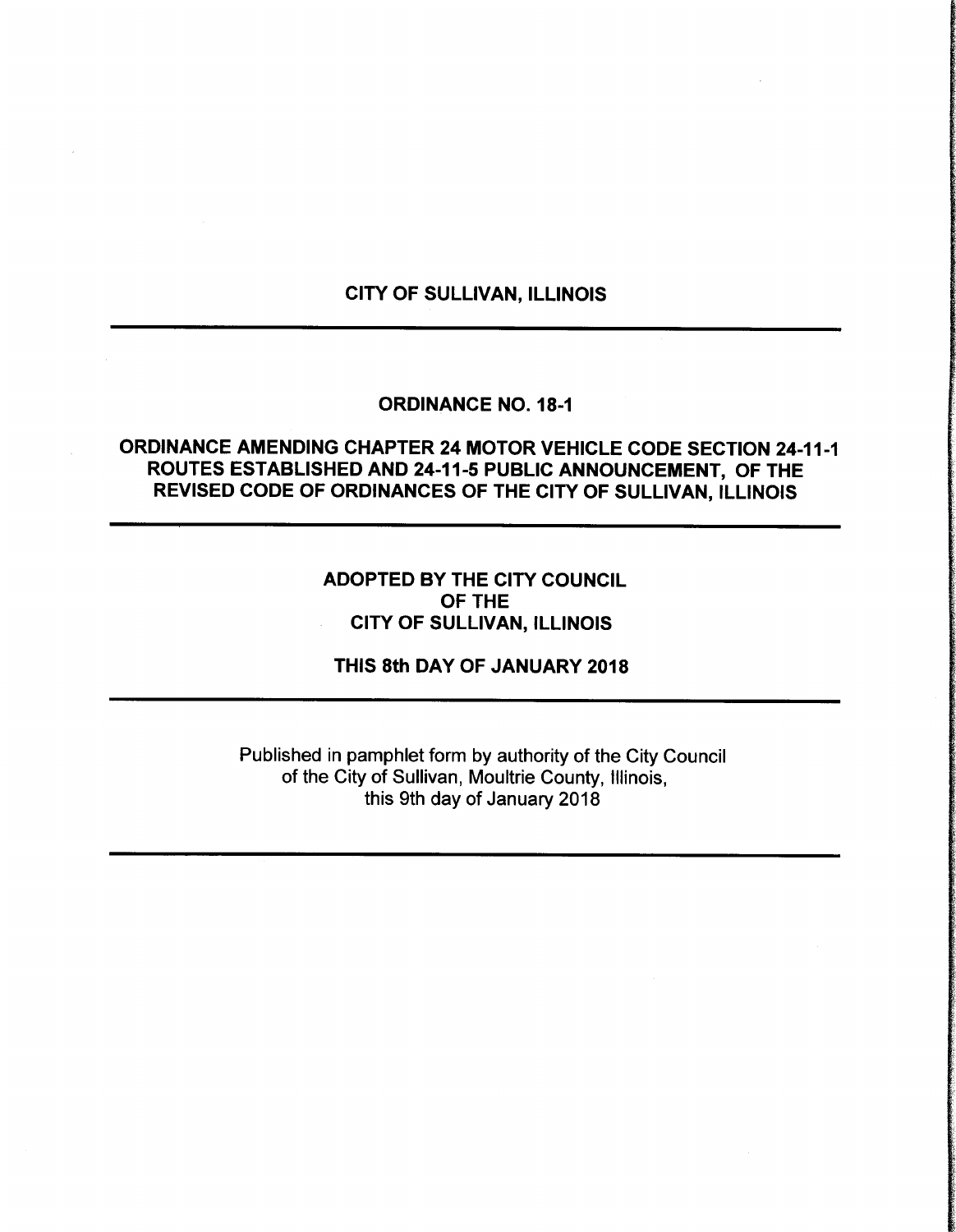# CITY OF SULLIVAN, ILLINOIS

---

## ORDINANCE NO. 18-1

## ORDINANCE AMENDING CHAPTER 24 MOTOR VEHICLE CODE SECTION 24-11-1 ROUTES ESTABLISHED AND 24-11-5 PUBLIC ANNOUNCEMENT, OF THE REVISED CODE OF ORDINANCES OF THE CITY OF SULLIVAN, ILLINOIS

---

**ADOPTED BY THE CITY COUNCIL**
**OF THE**
**CITY OF SULLIVAN, ILLINOIS**

**THIS 8th DAY OF JANUARY 2018**

---

Published in pamphlet form by authority of the City Council
of the City of Sullivan, Moultrie County, Illinois,
this 9th day of January 2018

---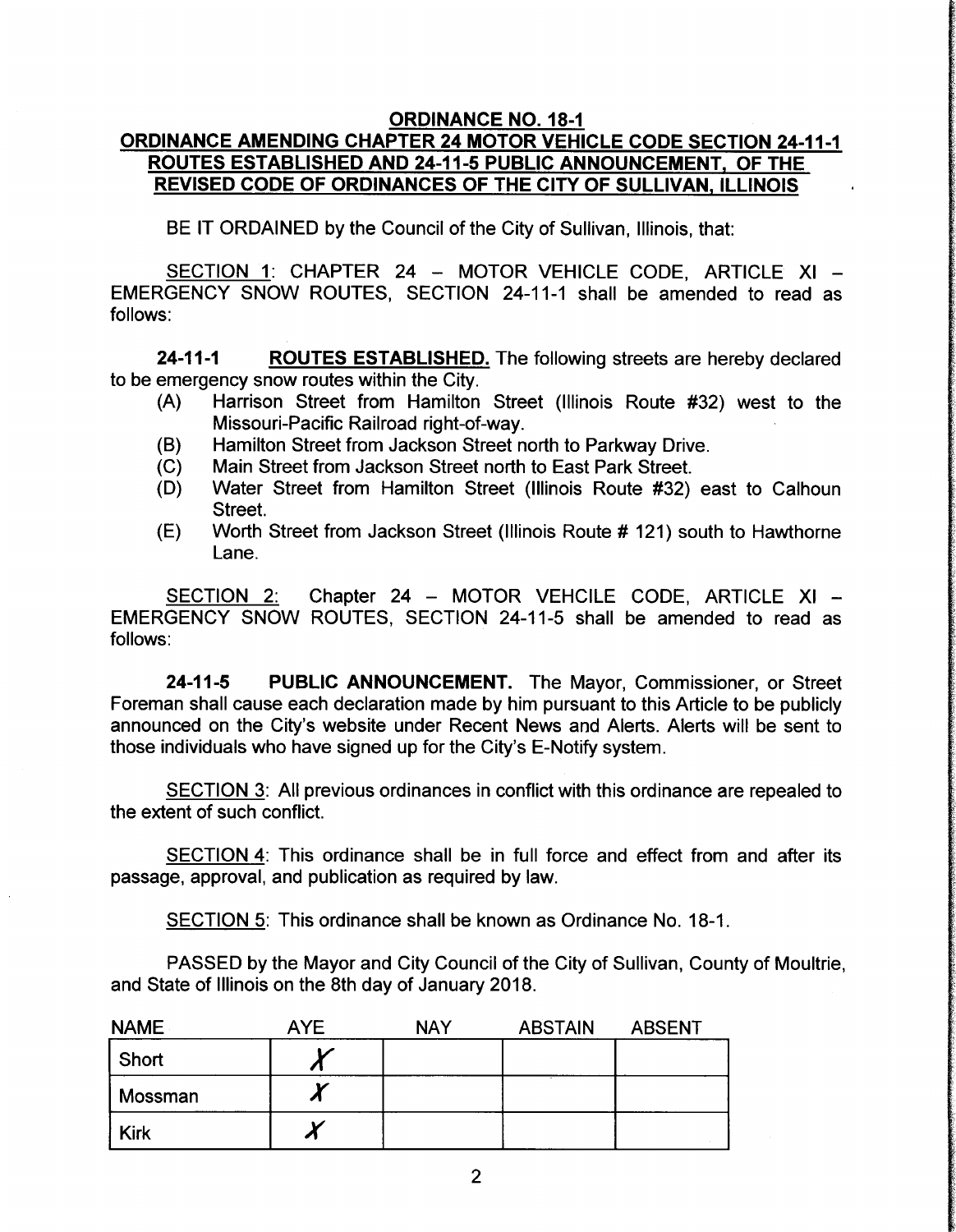## ORDINANCE NO. 18-1

## ORDINANCE AMENDING CHAPTER 24 MOTOR VEHICLE CODE SECTION 24-11-1 ROUTES ESTABLISHED AND 24-11-5 PUBLIC ANNOUNCEMENT, OF THE REVISED CODE OF ORDINANCES OF THE CITY OF SULLIVAN, ILLINOIS

BE IT ORDAINED by the Council of the City of Sullivan, Illinois, that:

SECTION 1: CHAPTER 24 – MOTOR VEHICLE CODE, ARTICLE XI – EMERGENCY SNOW ROUTES, SECTION 24-11-1 shall be amended to read as follows:

**24-11-1 ROUTES ESTABLISHED.** The following streets are hereby declared to be emergency snow routes within the City.

- (A) Harrison Street from Hamilton Street (Illinois Route #32) west to the Missouri-Pacific Railroad right-of-way.
- (B) Hamilton Street from Jackson Street north to Parkway Drive.
- (C) Main Street from Jackson Street north to East Park Street.
- (D) Water Street from Hamilton Street (Illinois Route #32) east to Calhoun Street.
- (E) Worth Street from Jackson Street (Illinois Route # 121) south to Hawthorne Lane.

SECTION 2: Chapter 24 – MOTOR VEHCILE CODE, ARTICLE XI – EMERGENCY SNOW ROUTES, SECTION 24-11-5 shall be amended to read as follows:

**24-11-5 PUBLIC ANNOUNCEMENT.** The Mayor, Commissioner, or Street Foreman shall cause each declaration made by him pursuant to this Article to be publicly announced on the City's website under Recent News and Alerts. Alerts will be sent to those individuals who have signed up for the City's E-Notify system.

SECTION 3: All previous ordinances in conflict with this ordinance are repealed to the extent of such conflict.

SECTION 4: This ordinance shall be in full force and effect from and after its passage, approval, and publication as required by law.

SECTION 5: This ordinance shall be known as Ordinance No. 18-1.

PASSED by the Mayor and City Council of the City of Sullivan, County of Moultrie, and State of Illinois on the 8th day of January 2018.

| NAME | AYE | NAY | ABSTAIN | ABSENT |
|---|---|---|---|---|
| Short | X | | | |
| Mossman | X | | | |
| Kirk | X | | | |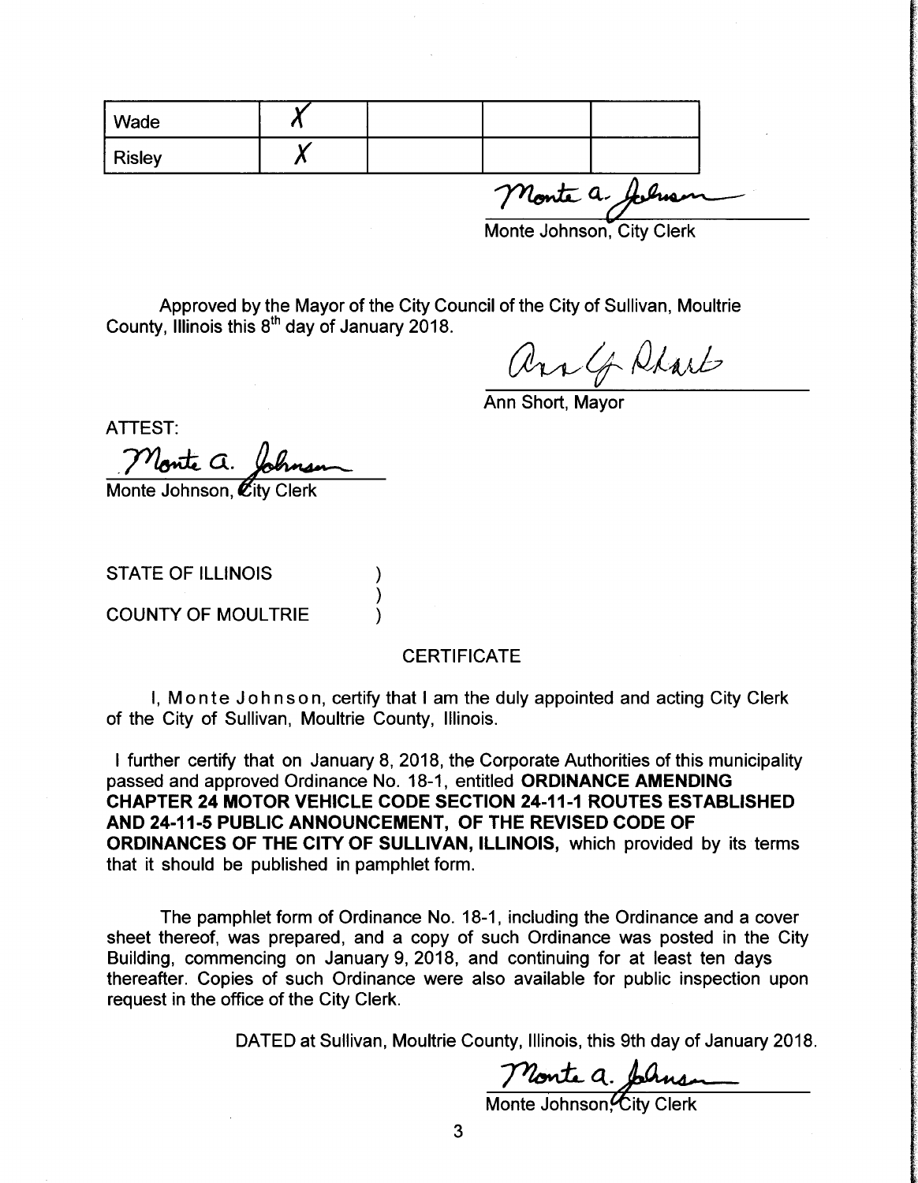| | | | | |
|---|---|---|---|---|
| Wade | X | | | |
| Risley | X | | | |

*Monte a. Johnson*

Monte Johnson, City Clerk

Approved by the Mayor of the City Council of the City of Sullivan, Moultrie County, Illinois this 8th day of January 2018.

*Ann G. Short*

Ann Short, Mayor

ATTEST:

*Monte a. Johnson*

Monte Johnson, City Clerk

STATE OF ILLINOIS )
)
COUNTY OF MOULTRIE )

CERTIFICATE

I, Monte Johnson, certify that I am the duly appointed and acting City Clerk of the City of Sullivan, Moultrie County, Illinois.

I further certify that on January 8, 2018, the Corporate Authorities of this municipality passed and approved Ordinance No. 18-1, entitled **ORDINANCE AMENDING CHAPTER 24 MOTOR VEHICLE CODE SECTION 24-11-1 ROUTES ESTABLISHED AND 24-11-5 PUBLIC ANNOUNCEMENT, OF THE REVISED CODE OF ORDINANCES OF THE CITY OF SULLIVAN, ILLINOIS,** which provided by its terms that it should be published in pamphlet form.

The pamphlet form of Ordinance No. 18-1, including the Ordinance and a cover sheet thereof, was prepared, and a copy of such Ordinance was posted in the City Building, commencing on January 9, 2018, and continuing for at least ten days thereafter. Copies of such Ordinance were also available for public inspection upon request in the office of the City Clerk.

DATED at Sullivan, Moultrie County, Illinois, this 9th day of January 2018.

*Monte a. Johnson*

Monte Johnson, City Clerk